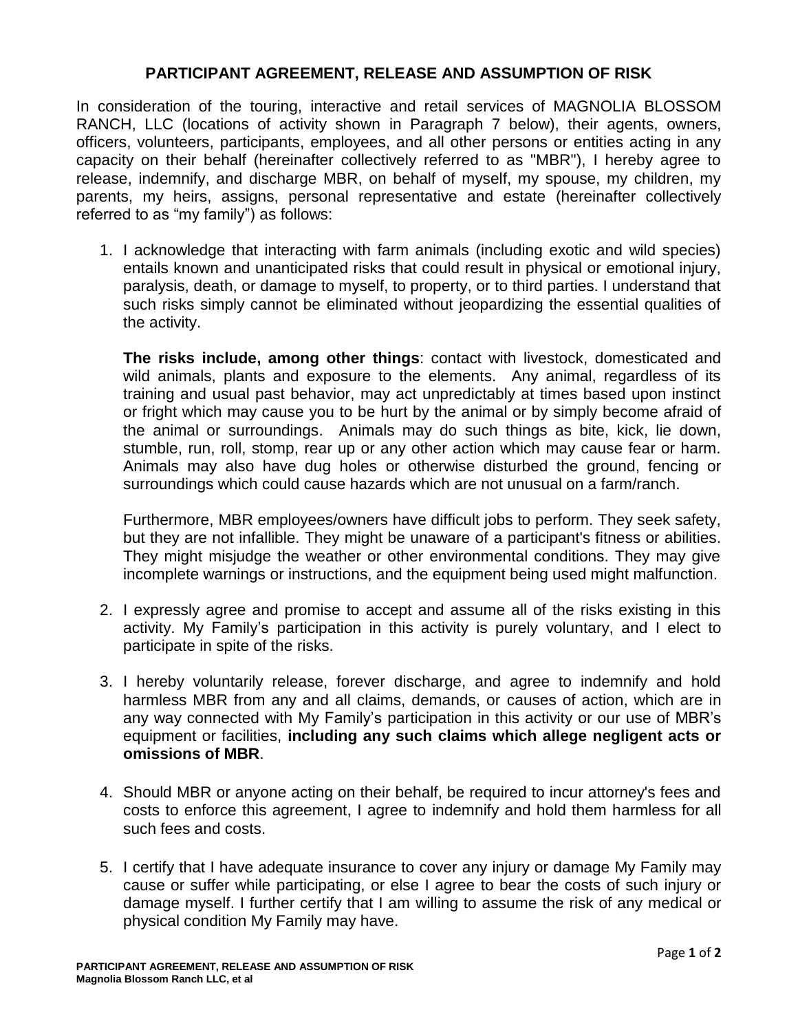## PARTICIPANT AGREEMENT, RELEASE AND ASSUMPTION OF RISK

In consideration of the touring, interactive and retail services of MAGNOLIA BLOSSOM RANCH, LLC (locations of activity shown in Paragraph 7 below), their agents, owners, officers, volunteers, participants, employees, and all other persons or entities acting in any capacity on their behalf (hereinafter collectively referred to as "MBR"), I hereby agree to release, indemnify, and discharge MBR, on behalf of myself, my spouse, my children, my parents, my heirs, assigns, personal representative and estate (hereinafter collectively referred to as "my family") as follows:

1. I acknowledge that interacting with farm animals (including exotic and wild species) entails known and unanticipated risks that could result in physical or emotional injury, paralysis, death, or damage to myself, to property, or to third parties. I understand that such risks simply cannot be eliminated without jeopardizing the essential qualities of the activity.

   **The risks include, among other things**: contact with livestock, domesticated and wild animals, plants and exposure to the elements. Any animal, regardless of its training and usual past behavior, may act unpredictably at times based upon instinct or fright which may cause you to be hurt by the animal or by simply become afraid of the animal or surroundings. Animals may do such things as bite, kick, lie down, stumble, run, roll, stomp, rear up or any other action which may cause fear or harm. Animals may also have dug holes or otherwise disturbed the ground, fencing or surroundings which could cause hazards which are not unusual on a farm/ranch.

   Furthermore, MBR employees/owners have difficult jobs to perform. They seek safety, but they are not infallible. They might be unaware of a participant's fitness or abilities. They might misjudge the weather or other environmental conditions. They may give incomplete warnings or instructions, and the equipment being used might malfunction.

2. I expressly agree and promise to accept and assume all of the risks existing in this activity. My Family's participation in this activity is purely voluntary, and I elect to participate in spite of the risks.

3. I hereby voluntarily release, forever discharge, and agree to indemnify and hold harmless MBR from any and all claims, demands, or causes of action, which are in any way connected with My Family's participation in this activity or our use of MBR's equipment or facilities, **including any such claims which allege negligent acts or omissions of MBR**.

4. Should MBR or anyone acting on their behalf, be required to incur attorney's fees and costs to enforce this agreement, I agree to indemnify and hold them harmless for all such fees and costs.

5. I certify that I have adequate insurance to cover any injury or damage My Family may cause or suffer while participating, or else I agree to bear the costs of such injury or damage myself. I further certify that I am willing to assume the risk of any medical or physical condition My Family may have.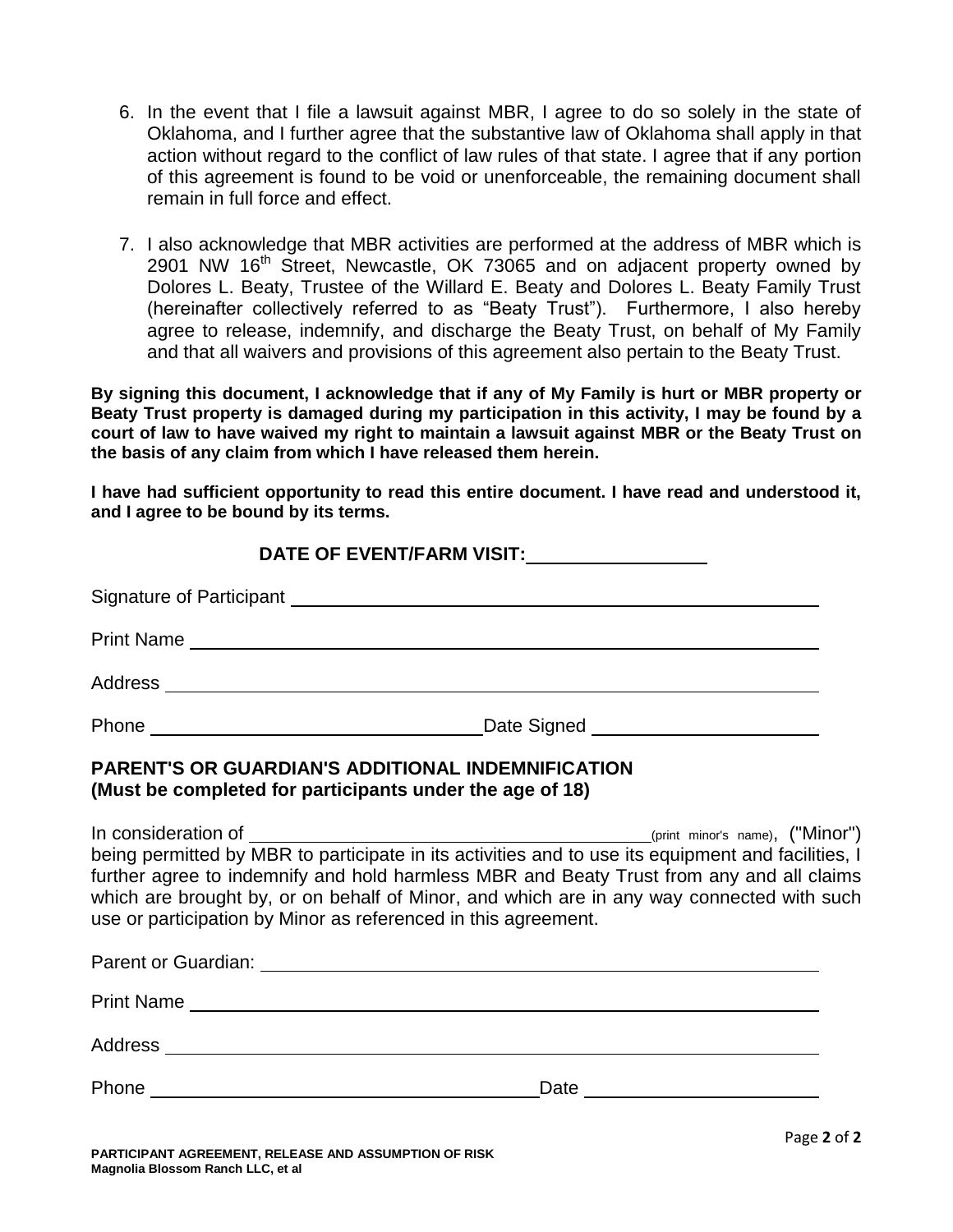6. In the event that I file a lawsuit against MBR, I agree to do so solely in the state of Oklahoma, and I further agree that the substantive law of Oklahoma shall apply in that action without regard to the conflict of law rules of that state. I agree that if any portion of this agreement is found to be void or unenforceable, the remaining document shall remain in full force and effect.

7. I also acknowledge that MBR activities are performed at the address of MBR which is 2901 NW 16th Street, Newcastle, OK 73065 and on adjacent property owned by Dolores L. Beaty, Trustee of the Willard E. Beaty and Dolores L. Beaty Family Trust (hereinafter collectively referred to as “Beaty Trust”). Furthermore, I also hereby agree to release, indemnify, and discharge the Beaty Trust, on behalf of My Family and that all waivers and provisions of this agreement also pertain to the Beaty Trust.

**By signing this document, I acknowledge that if any of My Family is hurt or MBR property or Beaty Trust property is damaged during my participation in this activity, I may be found by a court of law to have waived my right to maintain a lawsuit against MBR or the Beaty Trust on the basis of any claim from which I have released them herein.**

**I have had sufficient opportunity to read this entire document. I have read and understood it, and I agree to be bound by its terms.**

**DATE OF EVENT/FARM VISIT:** ________________

Signature of Participant ______________________________________________

Print Name ______________________________________________

Address ______________________________________________

Phone ____________________________ Date Signed ____________________

## PARENT'S OR GUARDIAN'S ADDITIONAL INDEMNIFICATION
## (Must be completed for participants under the age of 18)

In consideration of ____________________________________ (print minor's name), ("Minor") being permitted by MBR to participate in its activities and to use its equipment and facilities, I further agree to indemnify and hold harmless MBR and Beaty Trust from any and all claims which are brought by, or on behalf of Minor, and which are in any way connected with such use or participation by Minor as referenced in this agreement.

Parent or Guardian: ______________________________________________

Print Name ______________________________________________

Address ______________________________________________

Phone ____________________________ Date ____________________

**PARTICIPANT AGREEMENT, RELEASE AND ASSUMPTION OF RISK**
**Magnolia Blossom Ranch LLC, et al**